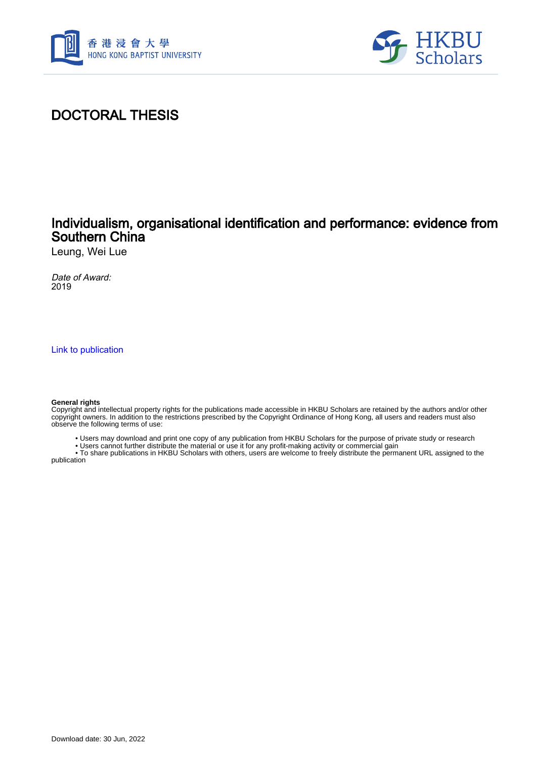香港浸會大學
HONG KONG BAPTIST UNIVERSITY

HKBU Scholars

# DOCTORAL THESIS

## Individualism, organisational identification and performance: evidence from Southern China

Leung, Wei Lue

*Date of Award:*
2019

Link to publication

**General rights**
Copyright and intellectual property rights for the publications made accessible in HKBU Scholars are retained by the authors and/or other copyright owners. In addition to the restrictions prescribed by the Copyright Ordinance of Hong Kong, all users and readers must also observe the following terms of use:

- Users may download and print one copy of any publication from HKBU Scholars for the purpose of private study or research
- Users cannot further distribute the material or use it for any profit-making activity or commercial gain
- To share publications in HKBU Scholars with others, users are welcome to freely distribute the permanent URL assigned to the publication

Download date: 30 Jun, 2022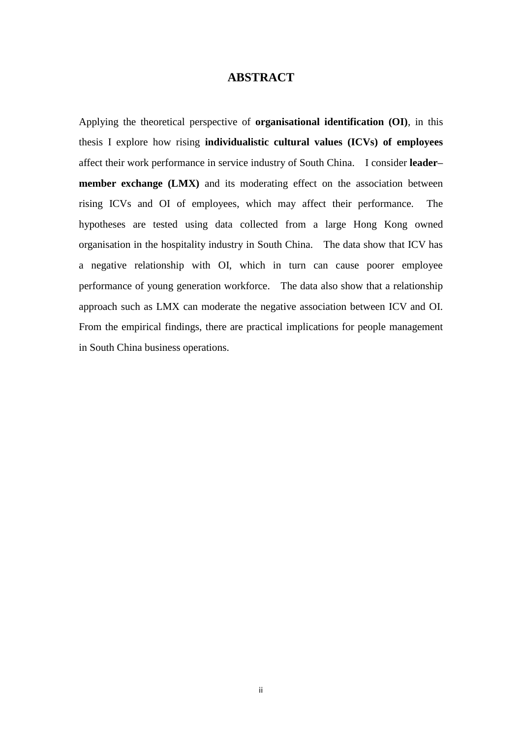# ABSTRACT

Applying the theoretical perspective of **organisational identification (OI)**, in this thesis I explore how rising **individualistic cultural values (ICVs) of employees** affect their work performance in service industry of South China. I consider **leader–member exchange (LMX)** and its moderating effect on the association between rising ICVs and OI of employees, which may affect their performance. The hypotheses are tested using data collected from a large Hong Kong owned organisation in the hospitality industry in South China. The data show that ICV has a negative relationship with OI, which in turn can cause poorer employee performance of young generation workforce. The data also show that a relationship approach such as LMX can moderate the negative association between ICV and OI. From the empirical findings, there are practical implications for people management in South China business operations.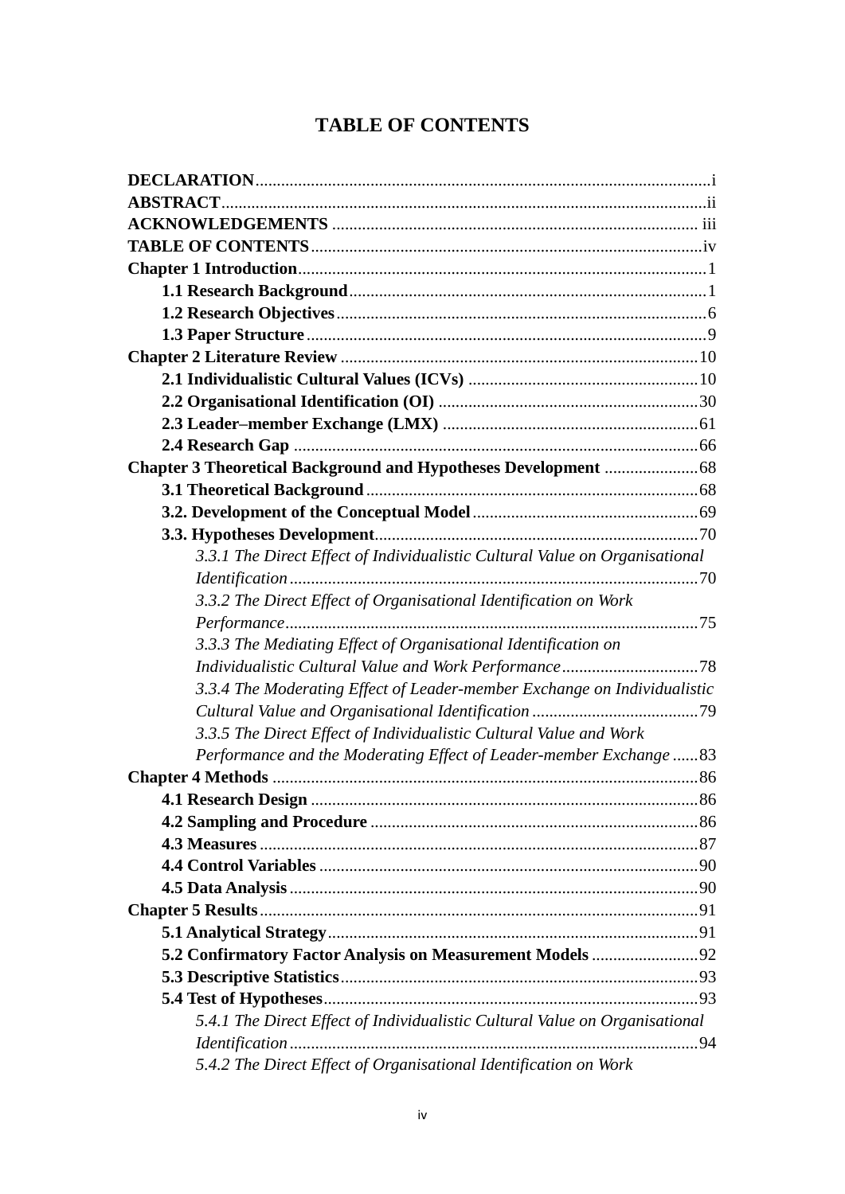# TABLE OF CONTENTS

**DECLARATION** ..... i
**ABSTRACT** ..... ii
**ACKNOWLEDGEMENTS** ..... iii
**TABLE OF CONTENTS** ..... iv
**Chapter 1 Introduction** ..... 1
- **1.1 Research Background** ..... 1
- **1.2 Research Objectives** ..... 6
- **1.3 Paper Structure** ..... 9

**Chapter 2 Literature Review** ..... 10
- **2.1 Individualistic Cultural Values (ICVs)** ..... 10
- **2.2 Organisational Identification (OI)** ..... 30
- **2.3 Leader–member Exchange (LMX)** ..... 61
- **2.4 Research Gap** ..... 66

**Chapter 3 Theoretical Background and Hypotheses Development** ..... 68
- **3.1 Theoretical Background** ..... 68
- **3.2. Development of the Conceptual Model** ..... 69
- **3.3. Hypotheses Development** ..... 70
  - *3.3.1 The Direct Effect of Individualistic Cultural Value on Organisational Identification* ..... 70
  - *3.3.2 The Direct Effect of Organisational Identification on Work Performance* ..... 75
  - *3.3.3 The Mediating Effect of Organisational Identification on Individualistic Cultural Value and Work Performance* ..... 78
  - *3.3.4 The Moderating Effect of Leader-member Exchange on Individualistic Cultural Value and Organisational Identification* ..... 79
  - *3.3.5 The Direct Effect of Individualistic Cultural Value and Work Performance and the Moderating Effect of Leader-member Exchange* ..... 83

**Chapter 4 Methods** ..... 86
- **4.1 Research Design** ..... 86
- **4.2 Sampling and Procedure** ..... 86
- **4.3 Measures** ..... 87
- **4.4 Control Variables** ..... 90
- **4.5 Data Analysis** ..... 90

**Chapter 5 Results** ..... 91
- **5.1 Analytical Strategy** ..... 91
- **5.2 Confirmatory Factor Analysis on Measurement Models** ..... 92
- **5.3 Descriptive Statistics** ..... 93
- **5.4 Test of Hypotheses** ..... 93
  - *5.4.1 The Direct Effect of Individualistic Cultural Value on Organisational Identification* ..... 94
  - *5.4.2 The Direct Effect of Organisational Identification on Work*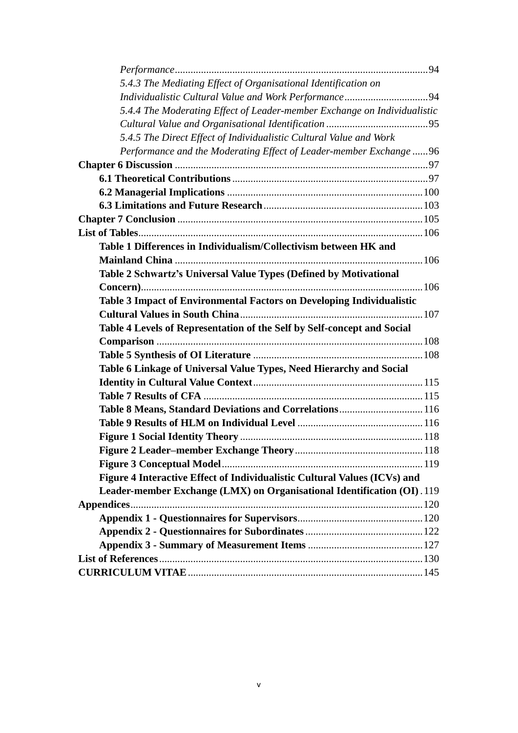*Performance* ................................................................................................94

*5.4.3 The Mediating Effect of Organisational Identification on Individualistic Cultural Value and Work Performance* ................................94

*5.4.4 The Moderating Effect of Leader-member Exchange on Individualistic Cultural Value and Organisational Identification* .......................................95

*5.4.5 The Direct Effect of Individualistic Cultural Value and Work Performance and the Moderating Effect of Leader-member Exchange* ......96

**Chapter 6 Discussion** ................................................................................................97

**6.1 Theoretical Contributions** ..........................................................................97

**6.2 Managerial Implications** ..........................................................................100

**6.3 Limitations and Future Research** ............................................................103

**Chapter 7 Conclusion** .............................................................................................105

**List of Tables** ...........................................................................................................106

**Table 1 Differences in Individualism/Collectivism between HK and Mainland China** ..............................................................................................106

**Table 2 Schwartz's Universal Value Types (Defined by Motivational Concern)** ..........................................................................................................106

**Table 3 Impact of Environmental Factors on Developing Individualistic Cultural Values in South China** .....................................................................107

**Table 4 Levels of Representation of the Self by Self-concept and Social Comparison** .....................................................................................................108

**Table 5 Synthesis of OI Literature** ................................................................108

**Table 6 Linkage of Universal Value Types, Need Hierarchy and Social Identity in Cultural Value Context** ................................................................115

**Table 7 Results of CFA** ...................................................................................115

**Table 8 Means, Standard Deviations and Correlations** ...............................116

**Table 9 Results of HLM on Individual Level** ...............................................116

**Figure 1 Social Identity Theory** .....................................................................118

**Figure 2 Leader–member Exchange Theory** ................................................118

**Figure 3 Conceptual Model** ............................................................................119

**Figure 4 Interactive Effect of Individualistic Cultural Values (ICVs) and Leader-member Exchange (LMX) on Organisational Identification (OI)** . 119

**Appendices** ...............................................................................................................120

**Appendix 1 - Questionnaires for Supervisors** ...............................................120

**Appendix 2 - Questionnaires for Subordinates** .............................................122

**Appendix 3 - Summary of Measurement Items** ............................................127

**List of References** ....................................................................................................130

**CURRICULUM VITAE** ..........................................................................................145